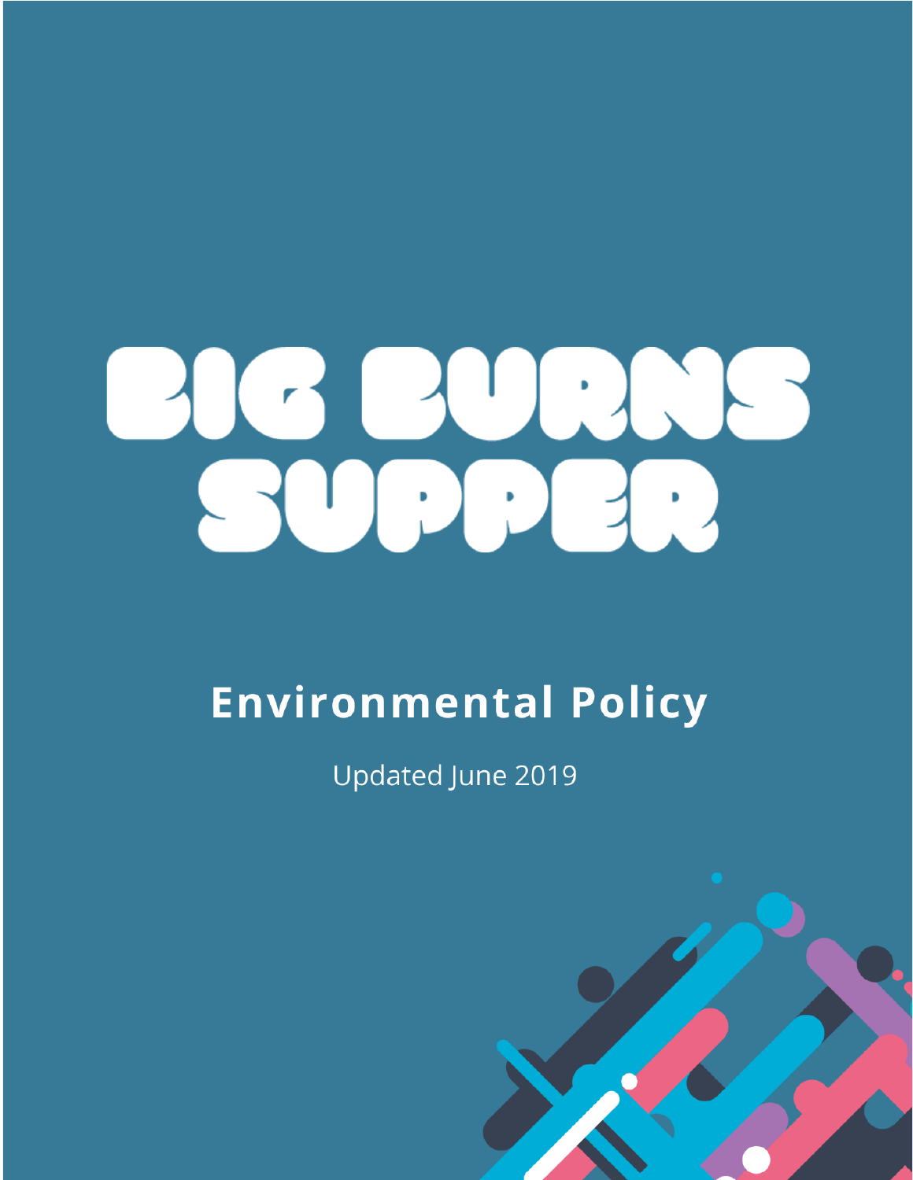# BIG BURNS SUPPER

## Environmental Policy

Updated June 2019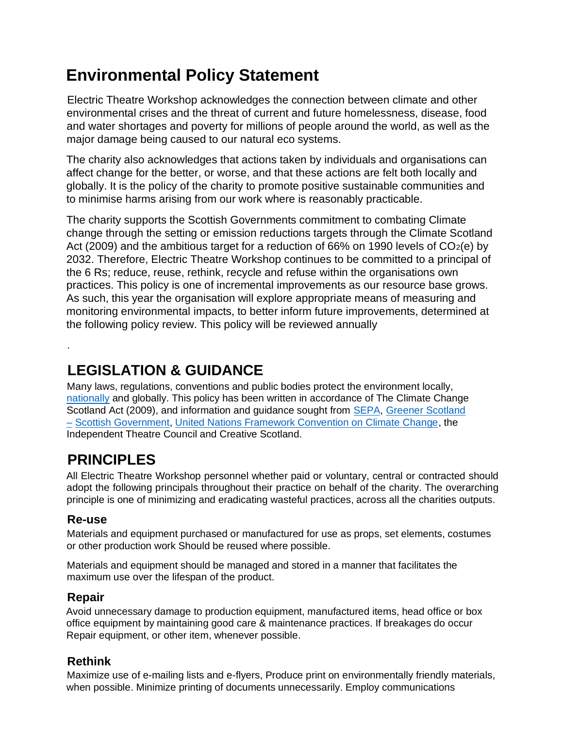# Environmental Policy Statement

Electric Theatre Workshop acknowledges the connection between climate and other environmental crises and the threat of current and future homelessness, disease, food and water shortages and poverty for millions of people around the world, as well as the major damage being caused to our natural eco systems.

The charity also acknowledges that actions taken by individuals and organisations can affect change for the better, or worse, and that these actions are felt both locally and globally. It is the policy of the charity to promote positive sustainable communities and to minimise harms arising from our work where is reasonably practicable.

The charity supports the Scottish Governments commitment to combating Climate change through the setting or emission reductions targets through the Climate Scotland Act (2009) and the ambitious target for a reduction of 66% on 1990 levels of $CO_2$(e) by 2032. Therefore, Electric Theatre Workshop continues to be committed to a principal of the 6 Rs; reduce, reuse, rethink, recycle and refuse within the organisations own practices. This policy is one of incremental improvements as our resource base grows. As such, this year the organisation will explore appropriate means of measuring and monitoring environmental impacts, to better inform future improvements, determined at the following policy review. This policy will be reviewed annually

.

## LEGISLATION & GUIDANCE

Many laws, regulations, conventions and public bodies protect the environment locally, nationally and globally. This policy has been written in accordance of The Climate Change Scotland Act (2009), and information and guidance sought from SEPA, Greener Scotland – Scottish Government, United Nations Framework Convention on Climate Change, the Independent Theatre Council and Creative Scotland.

## PRINCIPLES

All Electric Theatre Workshop personnel whether paid or voluntary, central or contracted should adopt the following principals throughout their practice on behalf of the charity. The overarching principle is one of minimizing and eradicating wasteful practices, across all the charities outputs.

### Re-use

Materials and equipment purchased or manufactured for use as props, set elements, costumes or other production work Should be reused where possible.

Materials and equipment should be managed and stored in a manner that facilitates the maximum use over the lifespan of the product.

### Repair

Avoid unnecessary damage to production equipment, manufactured items, head office or box office equipment by maintaining good care & maintenance practices. If breakages do occur Repair equipment, or other item, whenever possible.

### Rethink

Maximize use of e-mailing lists and e-flyers, Produce print on environmentally friendly materials, when possible. Minimize printing of documents unnecessarily. Employ communications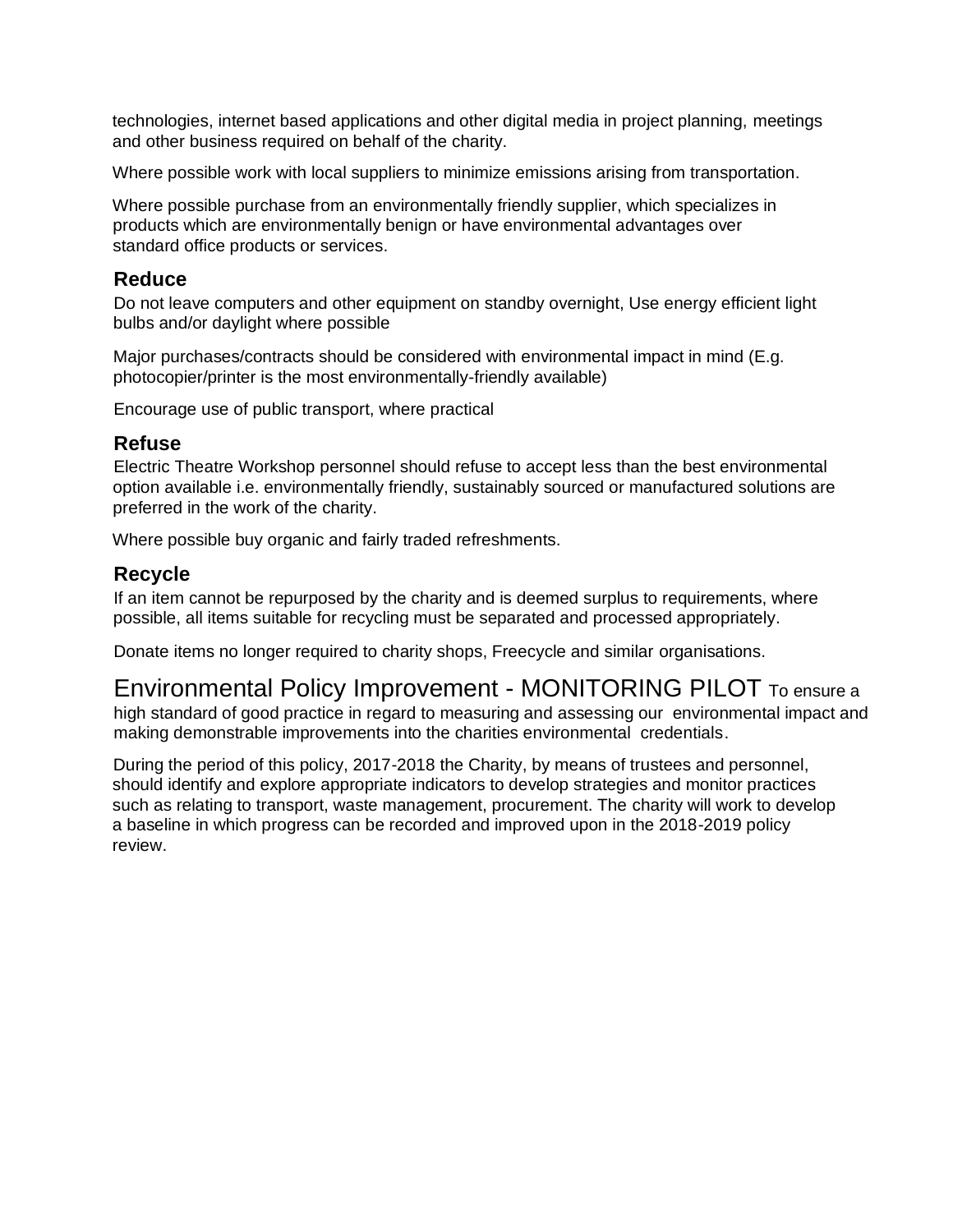technologies, internet based applications and other digital media in project planning, meetings and other business required on behalf of the charity.

Where possible work with local suppliers to minimize emissions arising from transportation.

Where possible purchase from an environmentally friendly supplier, which specializes in products which are environmentally benign or have environmental advantages over standard office products or services.

### Reduce

Do not leave computers and other equipment on standby overnight, Use energy efficient light bulbs and/or daylight where possible

Major purchases/contracts should be considered with environmental impact in mind (E.g. photocopier/printer is the most environmentally-friendly available)

Encourage use of public transport, where practical

### Refuse

Electric Theatre Workshop personnel should refuse to accept less than the best environmental option available i.e. environmentally friendly, sustainably sourced or manufactured solutions are preferred in the work of the charity.

Where possible buy organic and fairly traded refreshments.

### Recycle

If an item cannot be repurposed by the charity and is deemed surplus to requirements, where possible, all items suitable for recycling must be separated and processed appropriately.

Donate items no longer required to charity shops, Freecycle and similar organisations.

## Environmental Policy Improvement - MONITORING PILOT

To ensure a high standard of good practice in regard to measuring and assessing our environmental impact and making demonstrable improvements into the charities environmental credentials.

During the period of this policy, 2017-2018 the Charity, by means of trustees and personnel, should identify and explore appropriate indicators to develop strategies and monitor practices such as relating to transport, waste management, procurement. The charity will work to develop a baseline in which progress can be recorded and improved upon in the 2018-2019 policy review.